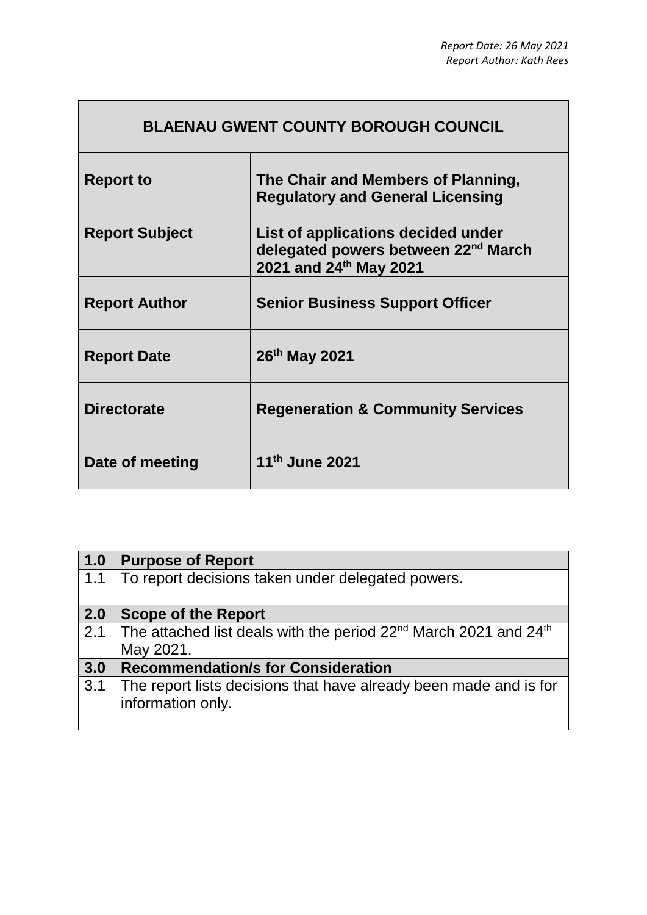*Report Date: 26 May 2021*
*Report Author: Kath Rees*

| BLAENAU GWENT COUNTY BOROUGH COUNCIL | |
|---|---|
| **Report to** | **The Chair and Members of Planning, Regulatory and General Licensing** |
| **Report Subject** | **List of applications decided under delegated powers between 22nd March 2021 and 24th May 2021** |
| **Report Author** | **Senior Business Support Officer** |
| **Report Date** | **26th May 2021** |
| **Directorate** | **Regeneration & Community Services** |
| **Date of meeting** | **11th June 2021** |

| | |
|---|---|
| **1.0** | **Purpose of Report** |
| 1.1 | To report decisions taken under delegated powers. |
| **2.0** | **Scope of the Report** |
| 2.1 | The attached list deals with the period 22nd March 2021 and 24th May 2021. |
| **3.0** | **Recommendation/s for Consideration** |
| 3.1 | The report lists decisions that have already been made and is for information only. |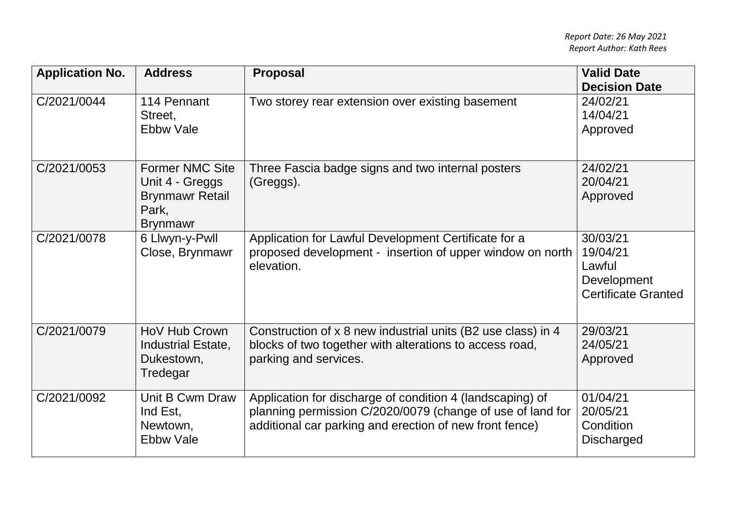*Report Date: 26 May 2021*
*Report Author: Kath Rees*

| Application No. | Address | Proposal | Valid Date Decision Date |
|---|---|---|---|
| C/2021/0044 | 114 Pennant Street, Ebbw Vale | Two storey rear extension over existing basement | 24/02/21 14/04/21 Approved |
| C/2021/0053 | Former NMC Site Unit 4 - Greggs Brynmawr Retail Park, Brynmawr | Three Fascia badge signs and two internal posters (Greggs). | 24/02/21 20/04/21 Approved |
| C/2021/0078 | 6 Llwyn-y-Pwll Close, Brynmawr | Application for Lawful Development Certificate for a proposed development - insertion of upper window on north elevation. | 30/03/21 19/04/21 Lawful Development Certificate Granted |
| C/2021/0079 | HoV Hub Crown Industrial Estate, Dukestown, Tredegar | Construction of x 8 new industrial units (B2 use class) in 4 blocks of two together with alterations to access road, parking and services. | 29/03/21 24/05/21 Approved |
| C/2021/0092 | Unit B Cwm Draw Ind Est, Newtown, Ebbw Vale | Application for discharge of condition 4 (landscaping) of planning permission C/2020/0079 (change of use of land for additional car parking and erection of new front fence) | 01/04/21 20/05/21 Condition Discharged |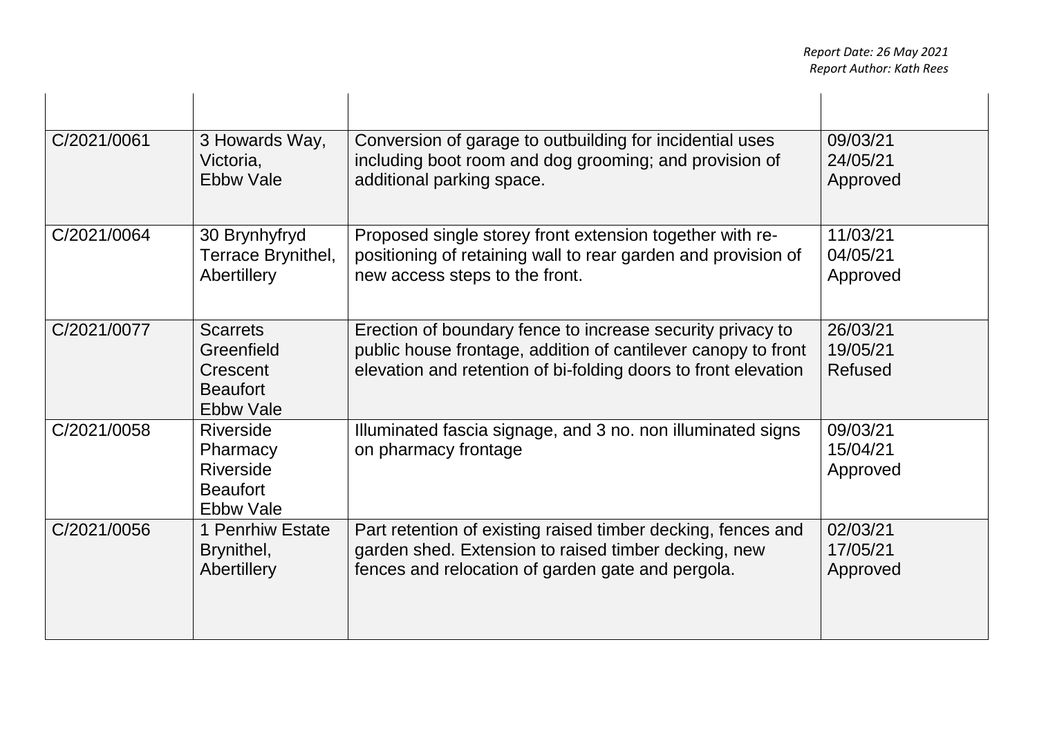| | | | |
|---|---|---|---|
| C/2021/0061 | 3 Howards Way, Victoria, Ebbw Vale | Conversion of garage to outbuilding for incidential uses including boot room and dog grooming; and provision of additional parking space. | 09/03/21<br>24/05/21<br>Approved |
| C/2021/0064 | 30 Brynhyfryd Terrace Brynithel, Abertillery | Proposed single storey front extension together with re-positioning of retaining wall to rear garden and provision of new access steps to the front. | 11/03/21<br>04/05/21<br>Approved |
| C/2021/0077 | Scarrets Greenfield Crescent Beaufort Ebbw Vale | Erection of boundary fence to increase security privacy to public house frontage, addition of cantilever canopy to front elevation and retention of bi-folding doors to front elevation | 26/03/21<br>19/05/21<br>Refused |
| C/2021/0058 | Riverside Pharmacy Riverside Beaufort Ebbw Vale | Illuminated fascia signage, and 3 no. non illuminated signs on pharmacy frontage | 09/03/21<br>15/04/21<br>Approved |
| C/2021/0056 | 1 Penrhiw Estate Brynithel, Abertillery | Part retention of existing raised timber decking, fences and garden shed. Extension to raised timber decking, new fences and relocation of garden gate and pergola. | 02/03/21<br>17/05/21<br>Approved |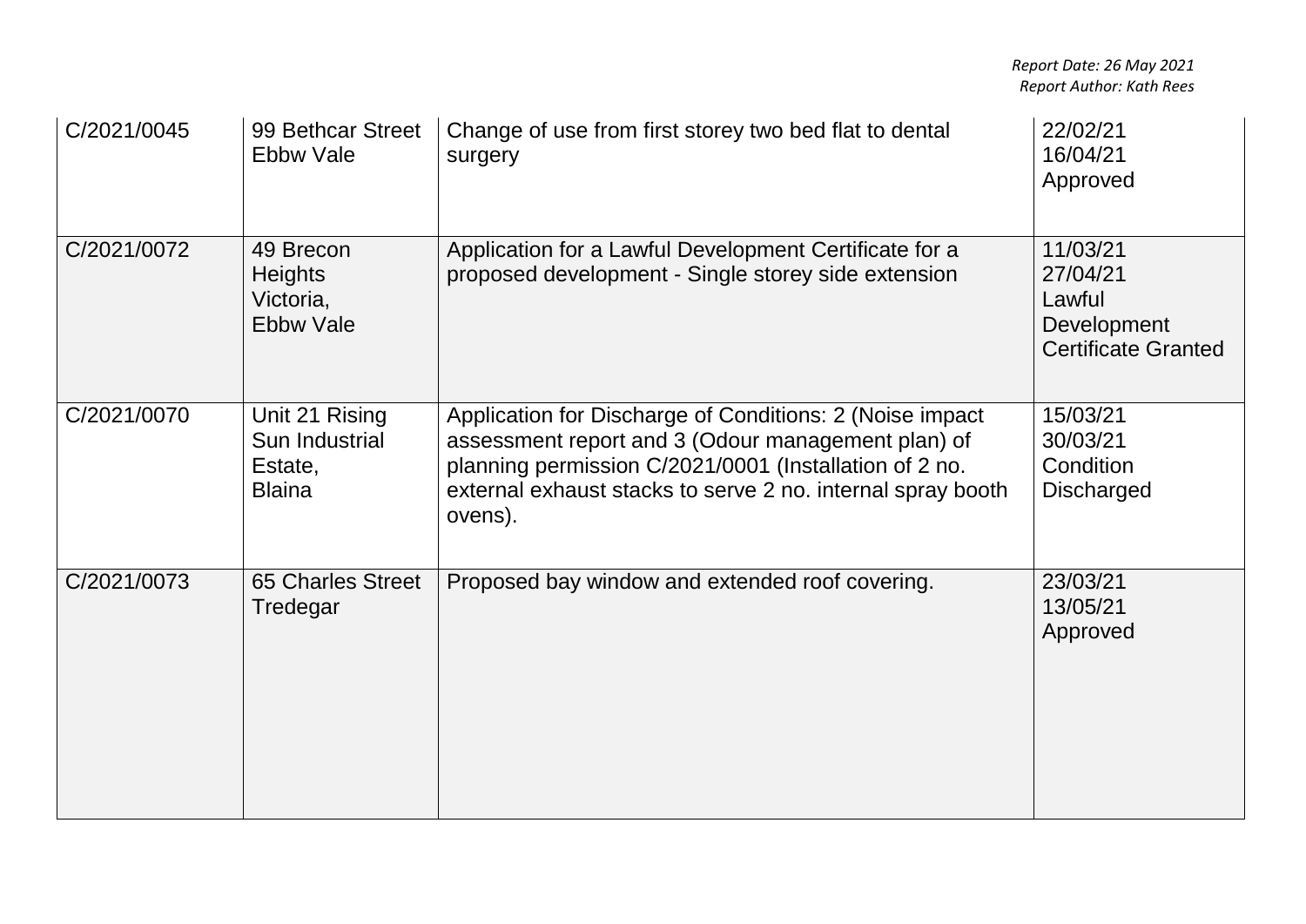| | | | |
|---|---|---|---|
| C/2021/0045 | 99 Bethcar Street Ebbw Vale | Change of use from first storey two bed flat to dental surgery | 22/02/21 16/04/21 Approved |
| C/2021/0072 | 49 Brecon Heights Victoria, Ebbw Vale | Application for a Lawful Development Certificate for a proposed development - Single storey side extension | 11/03/21 27/04/21 Lawful Development Certificate Granted |
| C/2021/0070 | Unit 21 Rising Sun Industrial Estate, Blaina | Application for Discharge of Conditions: 2 (Noise impact assessment report and 3 (Odour management plan) of planning permission C/2021/0001 (Installation of 2 no. external exhaust stacks to serve 2 no. internal spray booth ovens). | 15/03/21 30/03/21 Condition Discharged |
| C/2021/0073 | 65 Charles Street Tredegar | Proposed bay window and extended roof covering. | 23/03/21 13/05/21 Approved |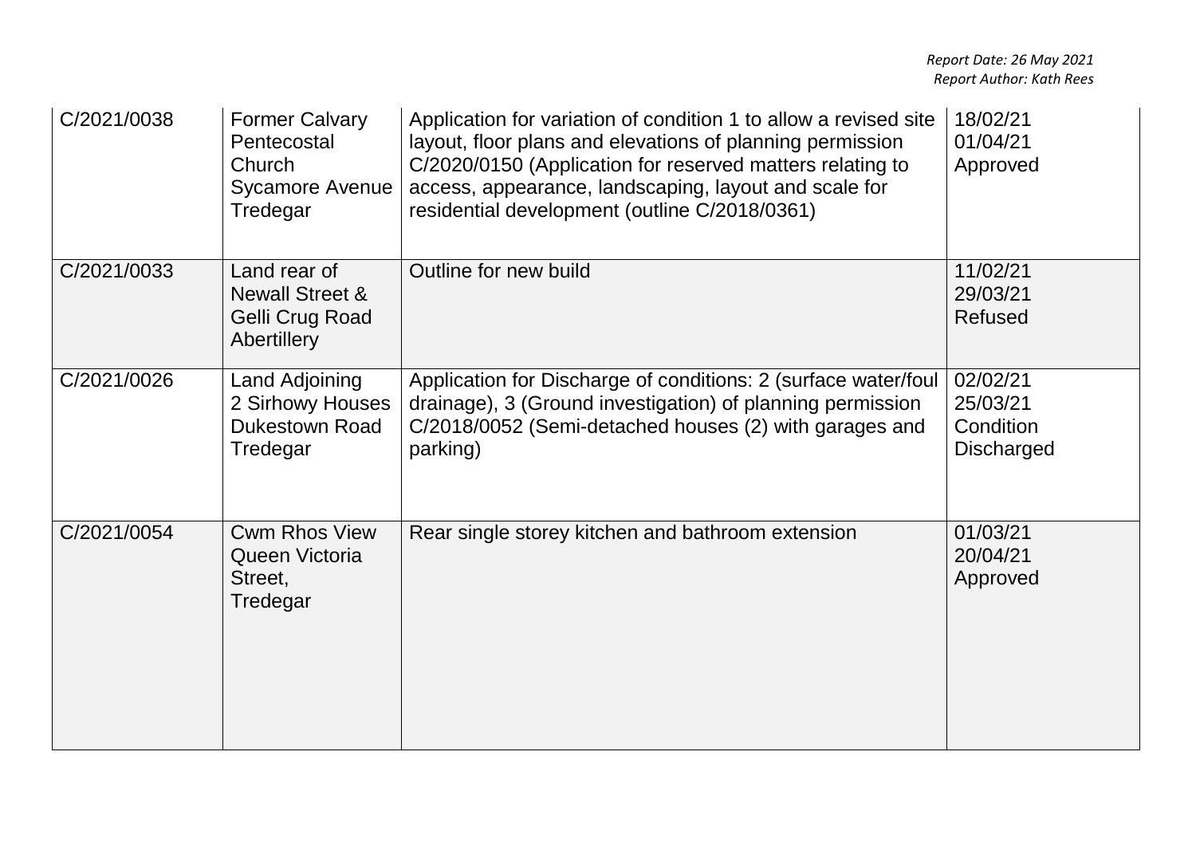| | | | |
|---|---|---|---|
| C/2021/0038 | Former Calvary Pentecostal Church Sycamore Avenue Tredegar | Application for variation of condition 1 to allow a revised site layout, floor plans and elevations of planning permission C/2020/0150 (Application for reserved matters relating to access, appearance, landscaping, layout and scale for residential development (outline C/2018/0361) | 18/02/21 01/04/21 Approved |
| C/2021/0033 | Land rear of Newall Street & Gelli Crug Road Abertillery | Outline for new build | 11/02/21 29/03/21 Refused |
| C/2021/0026 | Land Adjoining 2 Sirhowy Houses Dukestown Road Tredegar | Application for Discharge of conditions: 2 (surface water/foul drainage), 3 (Ground investigation) of planning permission C/2018/0052 (Semi-detached houses (2) with garages and parking) | 02/02/21 25/03/21 Condition Discharged |
| C/2021/0054 | Cwm Rhos View Queen Victoria Street, Tredegar | Rear single storey kitchen and bathroom extension | 01/03/21 20/04/21 Approved |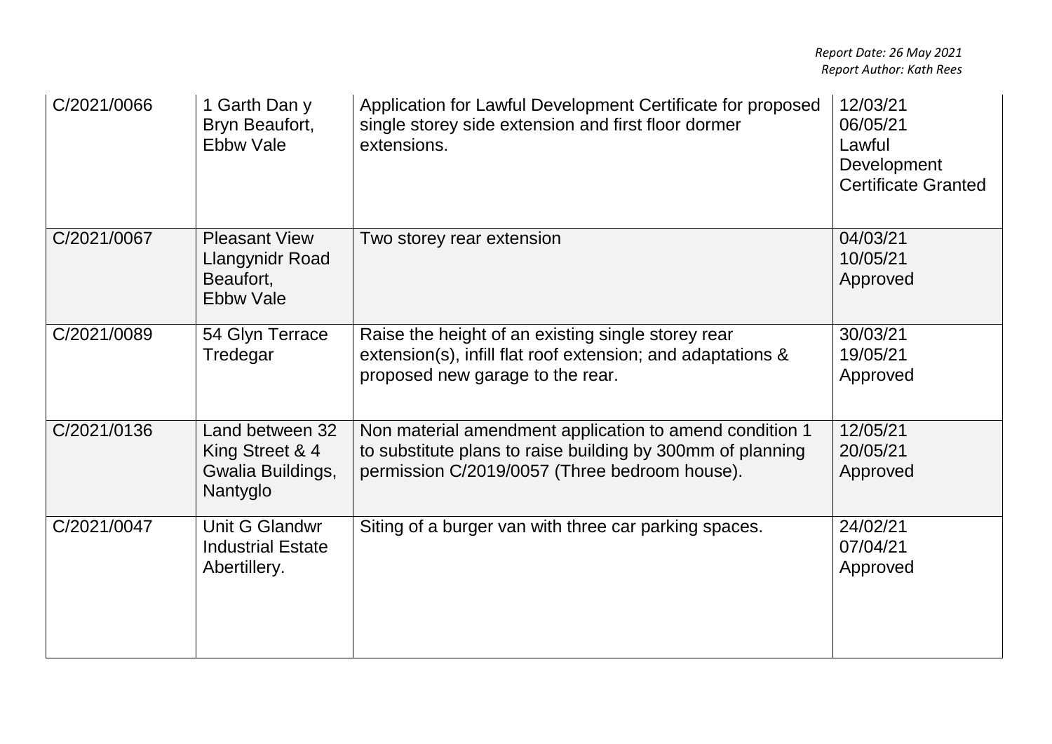| C/2021/0066 | 1 Garth Dan y Bryn Beaufort, Ebbw Vale | Application for Lawful Development Certificate for proposed single storey side extension and first floor dormer extensions. | 12/03/21 06/05/21 Lawful Development Certificate Granted |
|---|---|---|---|
| C/2021/0067 | Pleasant View Llangynidr Road Beaufort, Ebbw Vale | Two storey rear extension | 04/03/21 10/05/21 Approved |
| C/2021/0089 | 54 Glyn Terrace Tredegar | Raise the height of an existing single storey rear extension(s), infill flat roof extension; and adaptations & proposed new garage to the rear. | 30/03/21 19/05/21 Approved |
| C/2021/0136 | Land between 32 King Street & 4 Gwalia Buildings, Nantyglo | Non material amendment application to amend condition 1 to substitute plans to raise building by 300mm of planning permission C/2019/0057 (Three bedroom house). | 12/05/21 20/05/21 Approved |
| C/2021/0047 | Unit G Glandwr Industrial Estate Abertillery. | Siting of a burger van with three car parking spaces. | 24/02/21 07/04/21 Approved |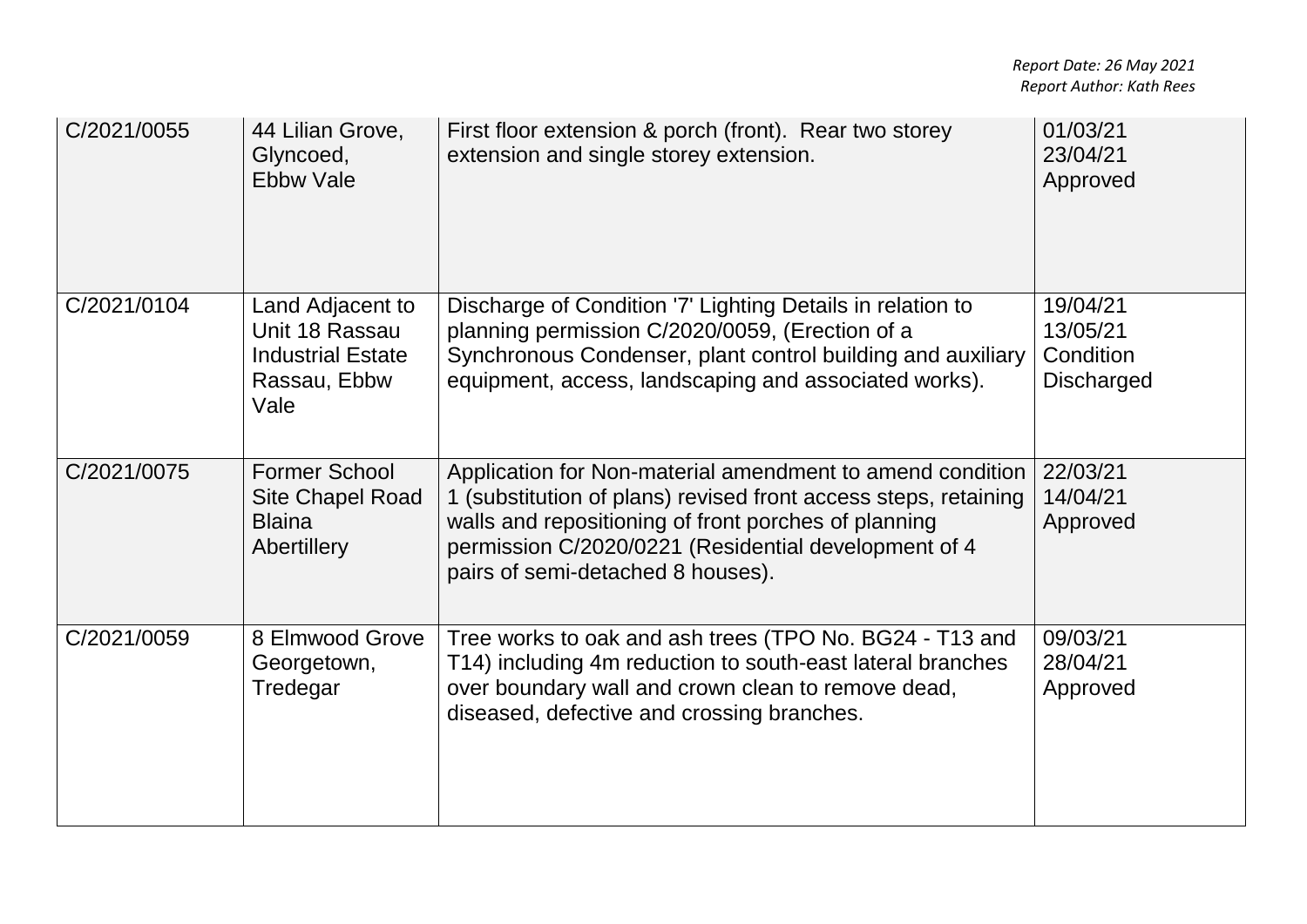| | | | |
|---|---|---|---|
| C/2021/0055 | 44 Lilian Grove, Glyncoed, Ebbw Vale | First floor extension & porch (front). Rear two storey extension and single storey extension. | 01/03/21 23/04/21 Approved |
| C/2021/0104 | Land Adjacent to Unit 18 Rassau Industrial Estate Rassau, Ebbw Vale | Discharge of Condition '7' Lighting Details in relation to planning permission C/2020/0059, (Erection of a Synchronous Condenser, plant control building and auxiliary equipment, access, landscaping and associated works). | 19/04/21 13/05/21 Condition Discharged |
| C/2021/0075 | Former School Site Chapel Road Blaina Abertillery | Application for Non-material amendment to amend condition 1 (substitution of plans) revised front access steps, retaining walls and repositioning of front porches of planning permission C/2020/0221 (Residential development of 4 pairs of semi-detached 8 houses). | 22/03/21 14/04/21 Approved |
| C/2021/0059 | 8 Elmwood Grove Georgetown, Tredegar | Tree works to oak and ash trees (TPO No. BG24 - T13 and T14) including 4m reduction to south-east lateral branches over boundary wall and crown clean to remove dead, diseased, defective and crossing branches. | 09/03/21 28/04/21 Approved |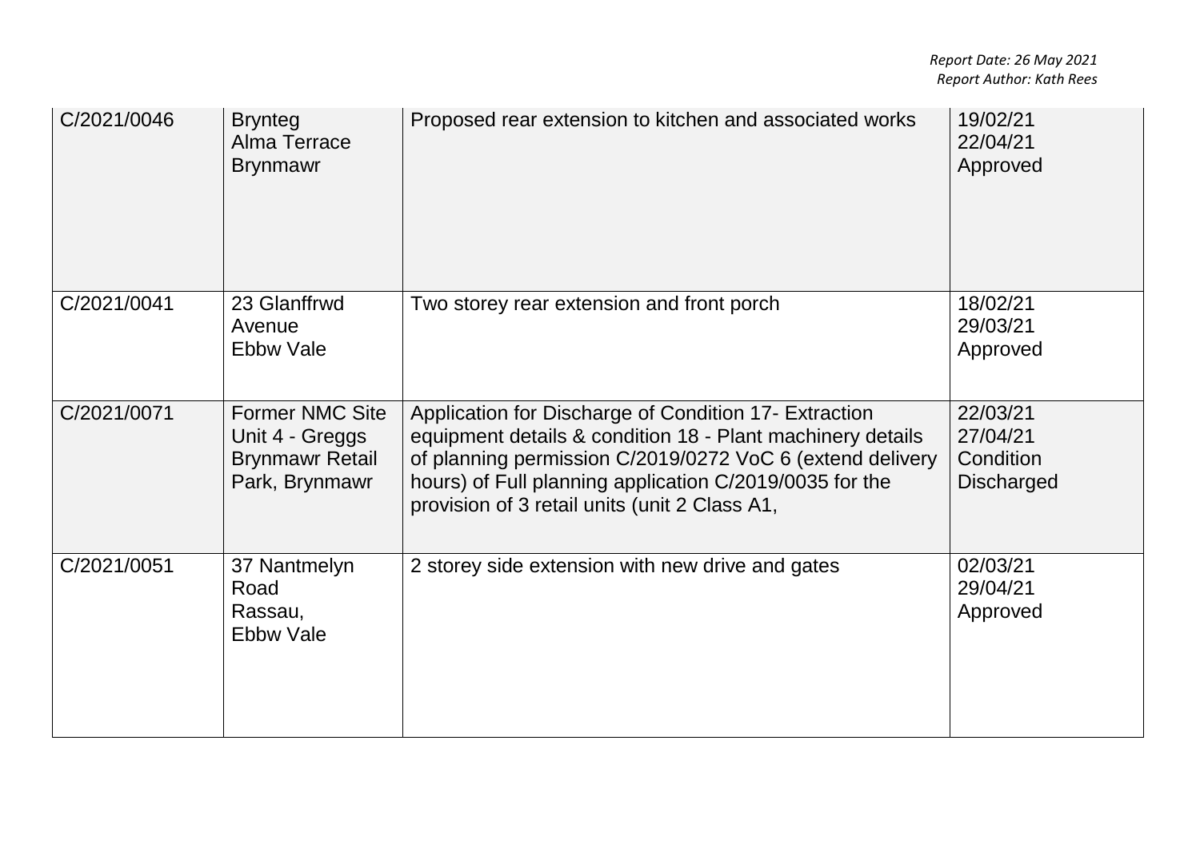| | | | |
|---|---|---|---|
| C/2021/0046 | Brynteg<br>Alma Terrace<br>Brynmawr | Proposed rear extension to kitchen and associated works | 19/02/21<br>22/04/21<br>Approved |
| C/2021/0041 | 23 Glanffrwd Avenue<br>Ebbw Vale | Two storey rear extension and front porch | 18/02/21<br>29/03/21<br>Approved |
| C/2021/0071 | Former NMC Site Unit 4 - Greggs Brynmawr Retail Park, Brynmawr | Application for Discharge of Condition 17- Extraction equipment details & condition 18 - Plant machinery details of planning permission C/2019/0272 VoC 6 (extend delivery hours) of Full planning application C/2019/0035 for the provision of 3 retail units (unit 2 Class A1, | 22/03/21<br>27/04/21<br>Condition Discharged |
| C/2021/0051 | 37 Nantmelyn Road<br>Rassau,<br>Ebbw Vale | 2 storey side extension with new drive and gates | 02/03/21<br>29/04/21<br>Approved |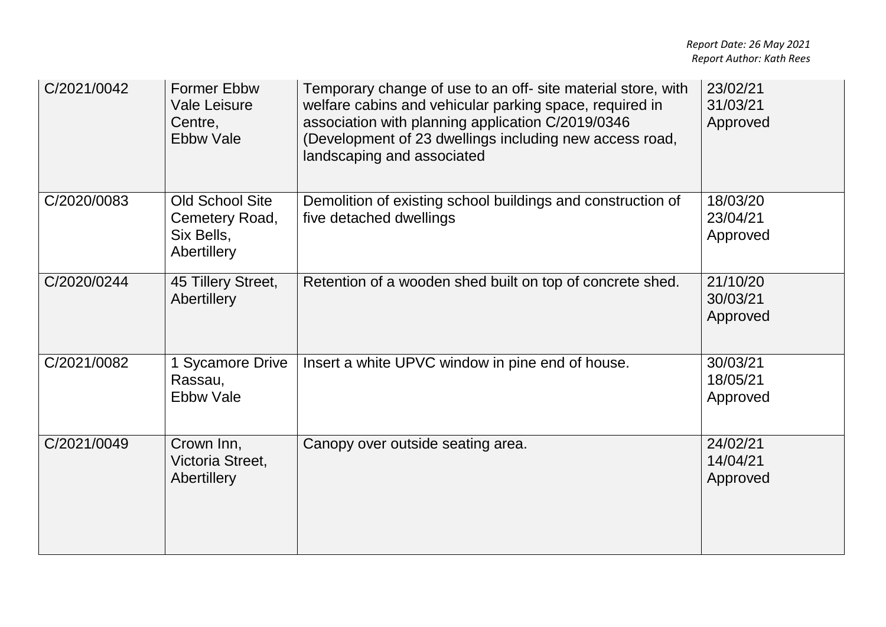| | | | |
|---|---|---|---|
| C/2021/0042 | Former Ebbw Vale Leisure Centre, Ebbw Vale | Temporary change of use to an off- site material store, with welfare cabins and vehicular parking space, required in association with planning application C/2019/0346 (Development of 23 dwellings including new access road, landscaping and associated | 23/02/21 31/03/21 Approved |
| C/2020/0083 | Old School Site Cemetery Road, Six Bells, Abertillery | Demolition of existing school buildings and construction of five detached dwellings | 18/03/20 23/04/21 Approved |
| C/2020/0244 | 45 Tillery Street, Abertillery | Retention of a wooden shed built on top of concrete shed. | 21/10/20 30/03/21 Approved |
| C/2021/0082 | 1 Sycamore Drive Rassau, Ebbw Vale | Insert a white UPVC window in pine end of house. | 30/03/21 18/05/21 Approved |
| C/2021/0049 | Crown Inn, Victoria Street, Abertillery | Canopy over outside seating area. | 24/02/21 14/04/21 Approved |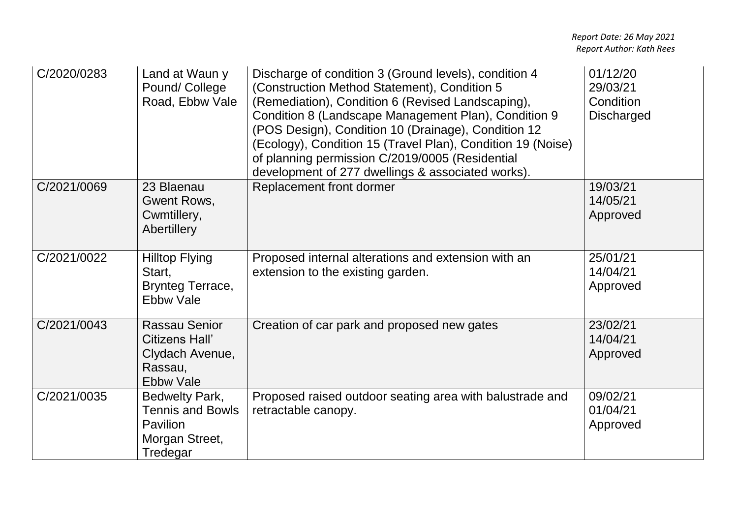| | | | |
|---|---|---|---|
| C/2020/0283 | Land at Waun y Pound/ College Road, Ebbw Vale | Discharge of condition 3 (Ground levels), condition 4 (Construction Method Statement), Condition 5 (Remediation), Condition 6 (Revised Landscaping), Condition 8 (Landscape Management Plan), Condition 9 (POS Design), Condition 10 (Drainage), Condition 12 (Ecology), Condition 15 (Travel Plan), Condition 19 (Noise) of planning permission C/2019/0005 (Residential development of 277 dwellings & associated works). | 01/12/20<br>29/03/21<br>Condition Discharged |
| C/2021/0069 | 23 Blaenau Gwent Rows, Cwmtillery, Abertillery | Replacement front dormer | 19/03/21<br>14/05/21<br>Approved |
| C/2021/0022 | Hilltop Flying Start, Brynteg Terrace, Ebbw Vale | Proposed internal alterations and extension with an extension to the existing garden. | 25/01/21<br>14/04/21<br>Approved |
| C/2021/0043 | Rassau Senior Citizens Hall' Clydach Avenue, Rassau, Ebbw Vale | Creation of car park and proposed new gates | 23/02/21<br>14/04/21<br>Approved |
| C/2021/0035 | Bedwelty Park, Tennis and Bowls Pavilion Morgan Street, Tredegar | Proposed raised outdoor seating area with balustrade and retractable canopy. | 09/02/21<br>01/04/21<br>Approved |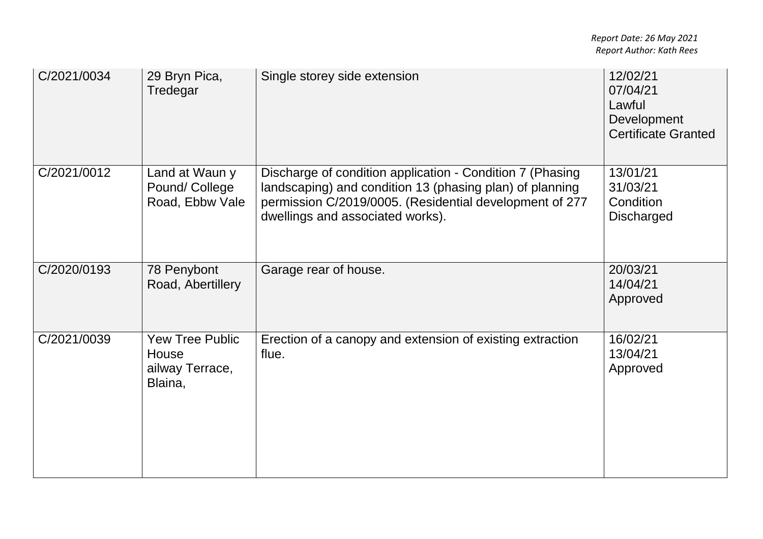| C/2021/0034 | 29 Bryn Pica, Tredegar | Single storey side extension | 12/02/21 07/04/21 Lawful Development Certificate Granted |
|---|---|---|---|
| C/2021/0012 | Land at Waun y Pound/ College Road, Ebbw Vale | Discharge of condition application - Condition 7 (Phasing landscaping) and condition 13 (phasing plan) of planning permission C/2019/0005. (Residential development of 277 dwellings and associated works). | 13/01/21 31/03/21 Condition Discharged |
| C/2020/0193 | 78 Penybont Road, Abertillery | Garage rear of house. | 20/03/21 14/04/21 Approved |
| C/2021/0039 | Yew Tree Public House ailway Terrace, Blaina, | Erection of a canopy and extension of existing extraction flue. | 16/02/21 13/04/21 Approved |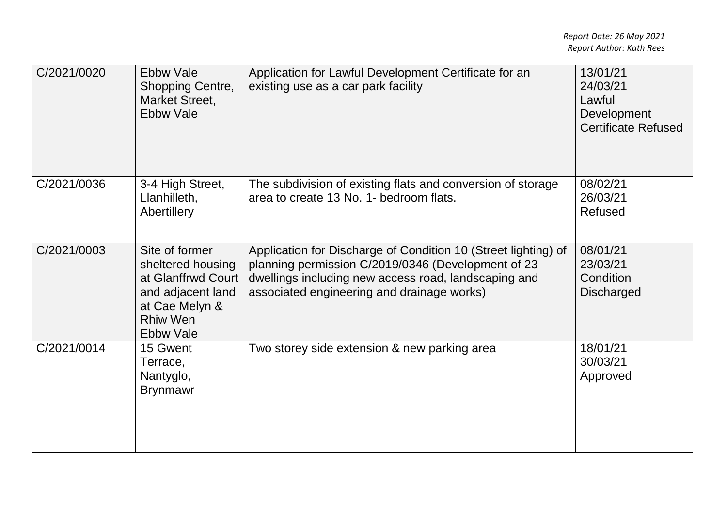| C/2021/0020 | Ebbw Vale Shopping Centre, Market Street, Ebbw Vale | Application for Lawful Development Certificate for an existing use as a car park facility | 13/01/21<br>24/03/21<br>Lawful Development Certificate Refused |
|---|---|---|---|
| C/2021/0036 | 3-4 High Street, Llanhilleth, Abertillery | The subdivision of existing flats and conversion of storage area to create 13 No. 1- bedroom flats. | 08/02/21<br>26/03/21<br>Refused |
| C/2021/0003 | Site of former sheltered housing at Glanffrwd Court and adjacent land at Cae Melyn & Rhiw Wen Ebbw Vale | Application for Discharge of Condition 10 (Street lighting) of planning permission C/2019/0346 (Development of 23 dwellings including new access road, landscaping and associated engineering and drainage works) | 08/01/21<br>23/03/21<br>Condition Discharged |
| C/2021/0014 | 15 Gwent Terrace, Nantyglo, Brynmawr | Two storey side extension & new parking area | 18/01/21<br>30/03/21<br>Approved |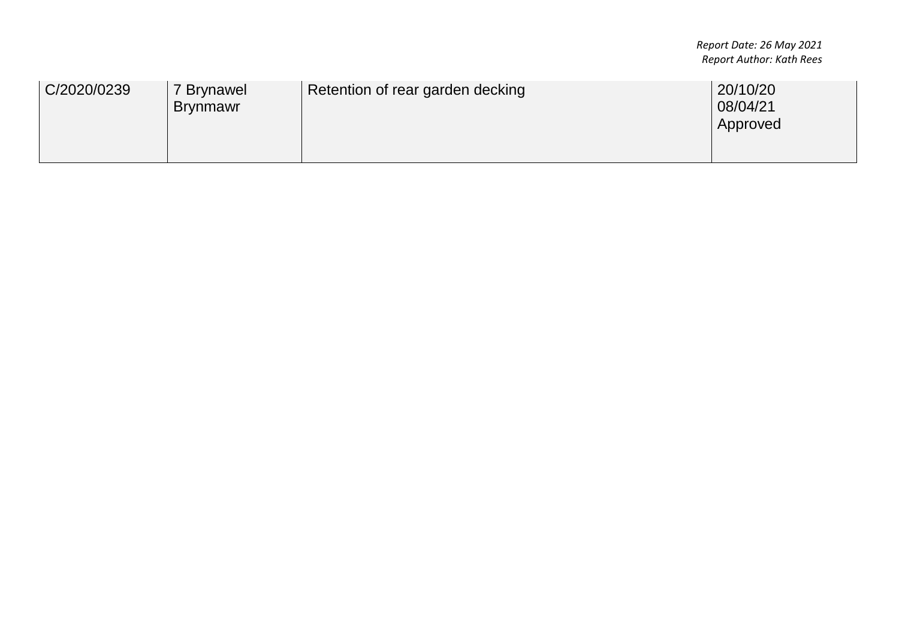| | | | |
|---|---|---|---|
| C/2020/0239 | 7 Brynawel<br>Brynmawr | Retention of rear garden decking | 20/10/20<br>08/04/21<br>Approved |